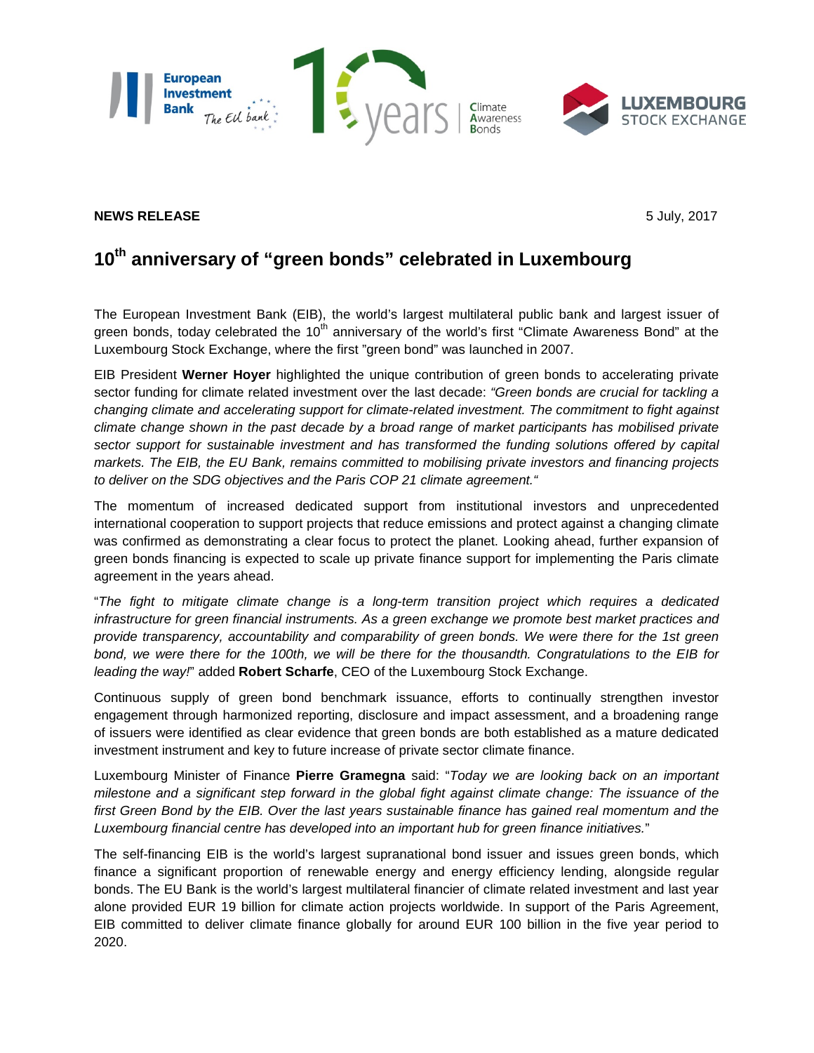**NEWS RELEASE** 5 July, 2017

# 10th anniversary of "green bonds" celebrated in Luxembourg

The European Investment Bank (EIB), the world's largest multilateral public bank and largest issuer of green bonds, today celebrated the 10th anniversary of the world's first "Climate Awareness Bond" at the Luxembourg Stock Exchange, where the first "green bond" was launched in 2007.

EIB President **Werner Hoyer** highlighted the unique contribution of green bonds to accelerating private sector funding for climate related investment over the last decade: *"Green bonds are crucial for tackling a changing climate and accelerating support for climate-related investment. The commitment to fight against climate change shown in the past decade by a broad range of market participants has mobilised private sector support for sustainable investment and has transformed the funding solutions offered by capital markets. The EIB, the EU Bank, remains committed to mobilising private investors and financing projects to deliver on the SDG objectives and the Paris COP 21 climate agreement."*

The momentum of increased dedicated support from institutional investors and unprecedented international cooperation to support projects that reduce emissions and protect against a changing climate was confirmed as demonstrating a clear focus to protect the planet. Looking ahead, further expansion of green bonds financing is expected to scale up private finance support for implementing the Paris climate agreement in the years ahead.

"*The fight to mitigate climate change is a long-term transition project which requires a dedicated infrastructure for green financial instruments. As a green exchange we promote best market practices and provide transparency, accountability and comparability of green bonds. We were there for the 1st green bond, we were there for the 100th, we will be there for the thousandth. Congratulations to the EIB for leading the way!*" added **Robert Scharfe**, CEO of the Luxembourg Stock Exchange.

Continuous supply of green bond benchmark issuance, efforts to continually strengthen investor engagement through harmonized reporting, disclosure and impact assessment, and a broadening range of issuers were identified as clear evidence that green bonds are both established as a mature dedicated investment instrument and key to future increase of private sector climate finance.

Luxembourg Minister of Finance **Pierre Gramegna** said: "*Today we are looking back on an important milestone and a significant step forward in the global fight against climate change: The issuance of the first Green Bond by the EIB. Over the last years sustainable finance has gained real momentum and the Luxembourg financial centre has developed into an important hub for green finance initiatives.*"

The self-financing EIB is the world's largest supranational bond issuer and issues green bonds, which finance a significant proportion of renewable energy and energy efficiency lending, alongside regular bonds. The EU Bank is the world's largest multilateral financier of climate related investment and last year alone provided EUR 19 billion for climate action projects worldwide. In support of the Paris Agreement, EIB committed to deliver climate finance globally for around EUR 100 billion in the five year period to 2020.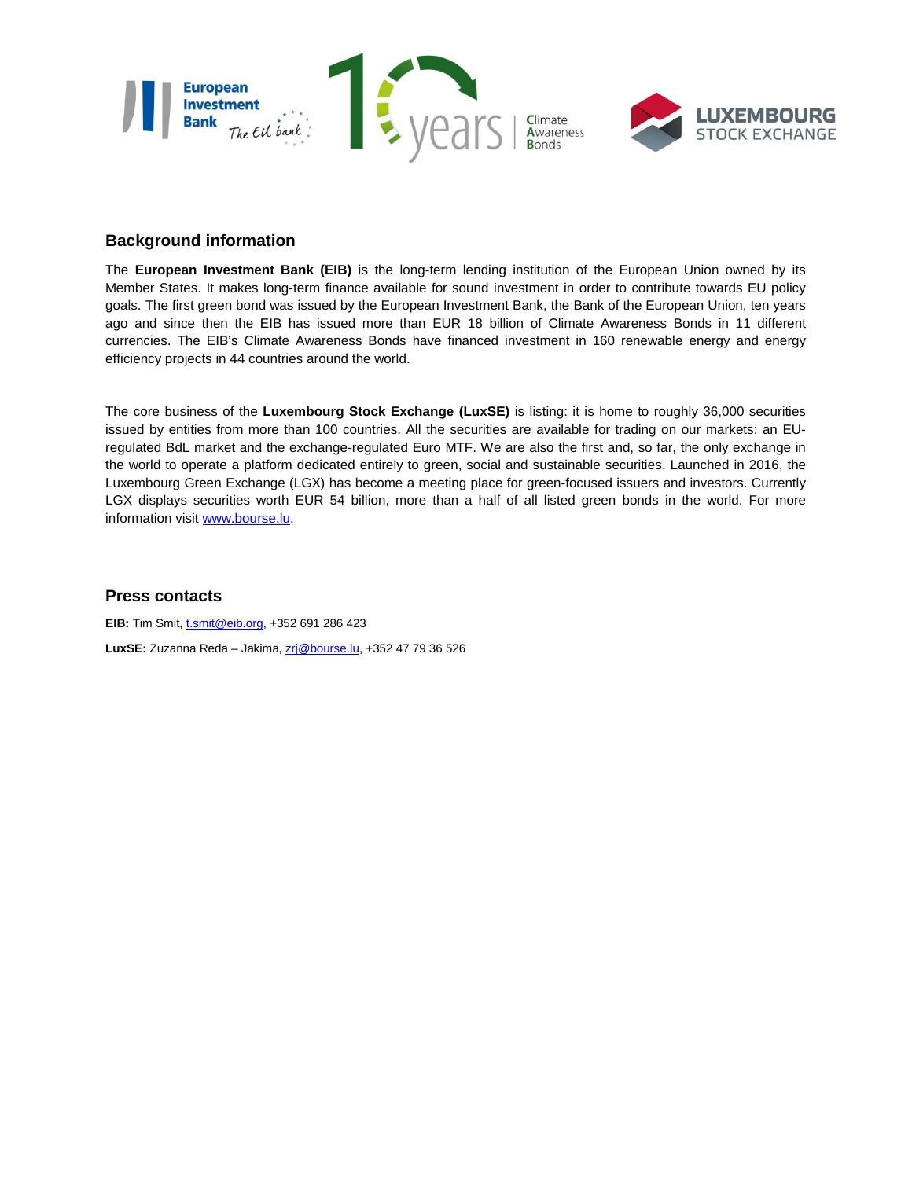## Background information

The **European Investment Bank (EIB)** is the long-term lending institution of the European Union owned by its Member States. It makes long-term finance available for sound investment in order to contribute towards EU policy goals. The first green bond was issued by the European Investment Bank, the Bank of the European Union, ten years ago and since then the EIB has issued more than EUR 18 billion of Climate Awareness Bonds in 11 different currencies. The EIB's Climate Awareness Bonds have financed investment in 160 renewable energy and energy efficiency projects in 44 countries around the world.

The core business of the **Luxembourg Stock Exchange (LuxSE)** is listing: it is home to roughly 36,000 securities issued by entities from more than 100 countries. All the securities are available for trading on our markets: an EU-regulated BdL market and the exchange-regulated Euro MTF. We are also the first and, so far, the only exchange in the world to operate a platform dedicated entirely to green, social and sustainable securities. Launched in 2016, the Luxembourg Green Exchange (LGX) has become a meeting place for green-focused issuers and investors. Currently LGX displays securities worth EUR 54 billion, more than a half of all listed green bonds in the world. For more information visit www.bourse.lu.

## Press contacts

**EIB:** Tim Smit, t.smit@eib.org, +352 691 286 423

**LuxSE:** Zuzanna Reda – Jakima, zrj@bourse.lu, +352 47 79 36 526